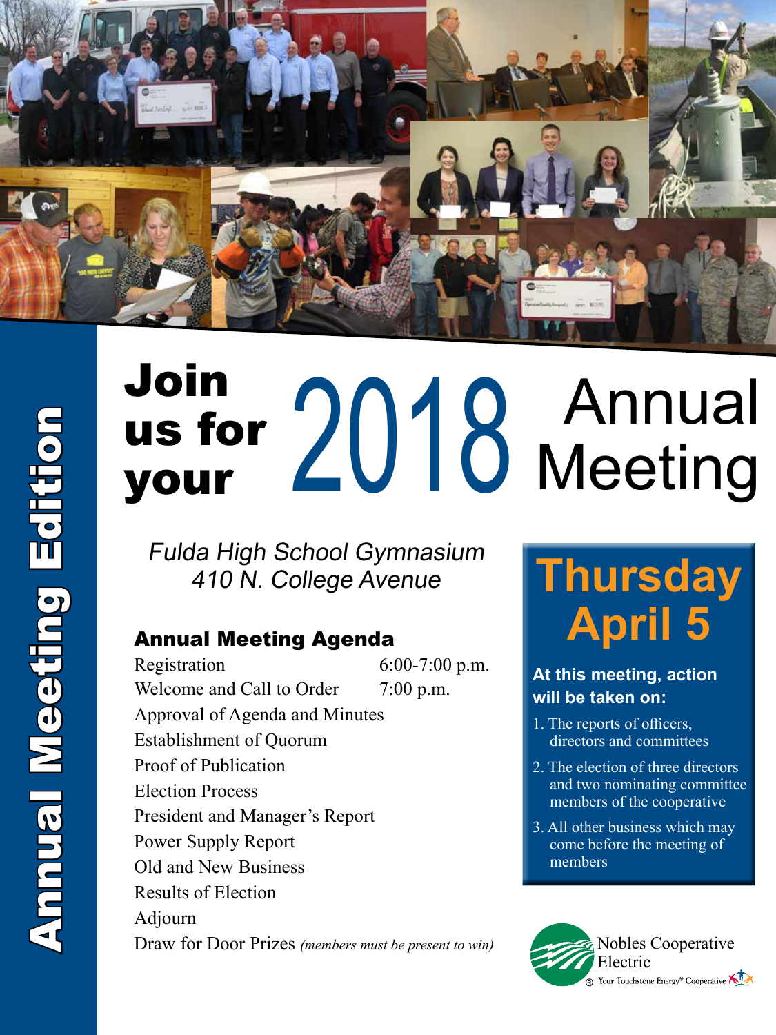**Annual Meeting Edition**

# Join us for your 2018 Annual Meeting

*Fulda High School Gymnasium*
*410 N. College Avenue*

## Thursday April 5

### Annual Meeting Agenda

| | |
|---|---|
| Registration | 6:00-7:00 p.m. |
| Welcome and Call to Order | 7:00 p.m. |
| Approval of Agenda and Minutes | |
| Establishment of Quorum | |
| Proof of Publication | |
| Election Process | |
| President and Manager's Report | |
| Power Supply Report | |
| Old and New Business | |
| Results of Election | |
| Adjourn | |
| Draw for Door Prizes *(members must be present to win)* | |

**At this meeting, action will be taken on:**

1. The reports of officers, directors and committees
2. The election of three directors and two nominating committee members of the cooperative
3. All other business which may come before the meeting of members

Nobles Cooperative Electric
Your Touchstone Energy® Cooperative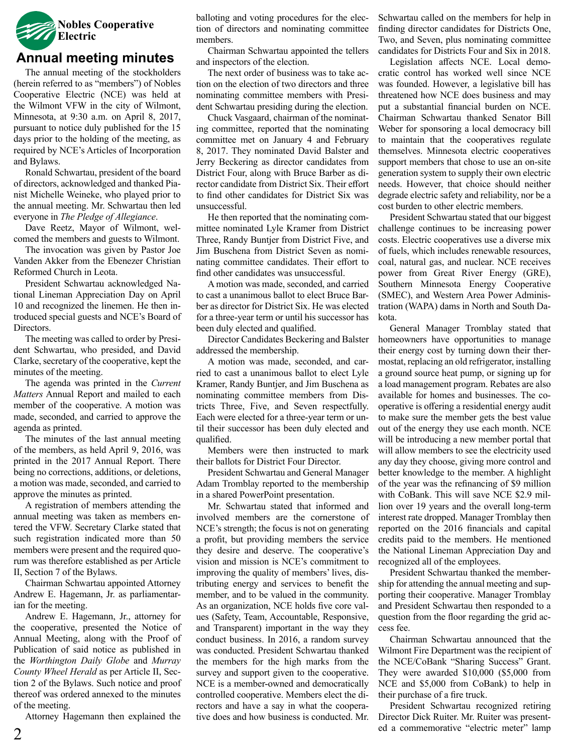**Nobles Cooperative Electric**

# Annual meeting minutes

The annual meeting of the stockholders (herein referred to as "members") of Nobles Cooperative Electric (NCE) was held at the Wilmont VFW in the city of Wilmont, Minnesota, at 9:30 a.m. on April 8, 2017, pursuant to notice duly published for the 15 days prior to the holding of the meeting, as required by NCE's Articles of Incorporation and Bylaws.

Ronald Schwartau, president of the board of directors, acknowledged and thanked Pianist Michelle Weineke, who played prior to the annual meeting. Mr. Schwartau then led everyone in *The Pledge of Allegiance*.

Dave Reetz, Mayor of Wilmont, welcomed the members and guests to Wilmont.

The invocation was given by Pastor Joe Vanden Akker from the Ebenezer Christian Reformed Church in Leota.

President Schwartau acknowledged National Lineman Appreciation Day on April 10 and recognized the linemen. He then introduced special guests and NCE's Board of Directors.

The meeting was called to order by President Schwartau, who presided, and David Clarke, secretary of the cooperative, kept the minutes of the meeting.

The agenda was printed in the *Current Matters* Annual Report and mailed to each member of the cooperative. A motion was made, seconded, and carried to approve the agenda as printed.

The minutes of the last annual meeting of the members, as held April 9, 2016, was printed in the 2017 Annual Report. There being no corrections, additions, or deletions, a motion was made, seconded, and carried to approve the minutes as printed.

A registration of members attending the annual meeting was taken as members entered the VFW. Secretary Clarke stated that such registration indicated more than 50 members were present and the required quorum was therefore established as per Article II, Section 7 of the Bylaws.

Chairman Schwartau appointed Attorney Andrew E. Hagemann, Jr. as parliamentarian for the meeting.

Andrew E. Hagemann, Jr., attorney for the cooperative, presented the Notice of Annual Meeting, along with the Proof of Publication of said notice as published in the *Worthington Daily Globe* and *Murray County Wheel Herald* as per Article II, Section 2 of the Bylaws. Such notice and proof thereof was ordered annexed to the minutes of the meeting.

Attorney Hagemann then explained the balloting and voting procedures for the election of directors and nominating committee members.

Chairman Schwartau appointed the tellers and inspectors of the election.

The next order of business was to take action on the election of two directors and three nominating committee members with President Schwartau presiding during the election.

Chuck Vasgaard, chairman of the nominating committee, reported that the nominating committee met on January 4 and February 8, 2017. They nominated David Balster and Jerry Beckering as director candidates from District Four, along with Bruce Barber as director candidate from District Six. Their effort to find other candidates for District Six was unsuccessful.

He then reported that the nominating committee nominated Lyle Kramer from District Three, Randy Buntjer from District Five, and Jim Buschena from District Seven as nominating committee candidates. Their effort to find other candidates was unsuccessful.

A motion was made, seconded, and carried to cast a unanimous ballot to elect Bruce Barber as director for District Six. He was elected for a three-year term or until his successor has been duly elected and qualified.

Director Candidates Beckering and Balster addressed the membership.

A motion was made, seconded, and carried to cast a unanimous ballot to elect Lyle Kramer, Randy Buntjer, and Jim Buschena as nominating committee members from Districts Three, Five, and Seven respectfully. Each were elected for a three-year term or until their successor has been duly elected and qualified.

Members were then instructed to mark their ballots for District Four Director.

President Schwartau and General Manager Adam Tromblay reported to the membership in a shared PowerPoint presentation.

Mr. Schwartau stated that informed and involved members are the cornerstone of NCE's strength; the focus is not on generating a profit, but providing members the service they desire and deserve. The cooperative's vision and mission is NCE's commitment to improving the quality of members' lives, distributing energy and services to benefit the member, and to be valued in the community. As an organization, NCE holds five core values (Safety, Team, Accountable, Responsive, and Transparent) important in the way they conduct business. In 2016, a random survey was conducted. President Schwartau thanked the members for the high marks from the survey and support given to the cooperative. NCE is a member-owned and democratically controlled cooperative. Members elect the directors and have a say in what the cooperative does and how business is conducted. Mr. Schwartau called on the members for help in finding director candidates for Districts One, Two, and Seven, plus nominating committee candidates for Districts Four and Six in 2018.

Legislation affects NCE. Local democratic control has worked well since NCE was founded. However, a legislative bill has threatened how NCE does business and may put a substantial financial burden on NCE. Chairman Schwartau thanked Senator Bill Weber for sponsoring a local democracy bill to maintain that the cooperatives regulate themselves. Minnesota electric cooperatives support members that chose to use an on-site generation system to supply their own electric needs. However, that choice should neither degrade electric safety and reliability, nor be a cost burden to other electric members.

President Schwartau stated that our biggest challenge continues to be increasing power costs. Electric cooperatives use a diverse mix of fuels, which includes renewable resources, coal, natural gas, and nuclear. NCE receives power from Great River Energy (GRE), Southern Minnesota Energy Cooperative (SMEC), and Western Area Power Administration (WAPA) dams in North and South Dakota.

General Manager Tromblay stated that homeowners have opportunities to manage their energy cost by turning down their thermostat, replacing an old refrigerator, installing a ground source heat pump, or signing up for a load management program. Rebates are also available for homes and businesses. The cooperative is offering a residential energy audit to make sure the member gets the best value out of the energy they use each month. NCE will be introducing a new member portal that will allow members to see the electricity used any day they choose, giving more control and better knowledge to the member. A highlight of the year was the refinancing of $9 million with CoBank. This will save NCE $2.9 million over 19 years and the overall long-term interest rate dropped. Manager Tromblay then reported on the 2016 financials and capital credits paid to the members. He mentioned the National Lineman Appreciation Day and recognized all of the employees.

President Schwartau thanked the membership for attending the annual meeting and supporting their cooperative. Manager Tromblay and President Schwartau then responded to a question from the floor regarding the grid access fee.

Chairman Schwartau announced that the Wilmont Fire Department was the recipient of the NCE/CoBank "Sharing Success" Grant. They were awarded $10,000 ($5,000 from NCE and $5,000 from CoBank) to help in their purchase of a fire truck.

President Schwartau recognized retiring Director Dick Ruiter. Mr. Ruiter was presented a commemorative "electric meter" lamp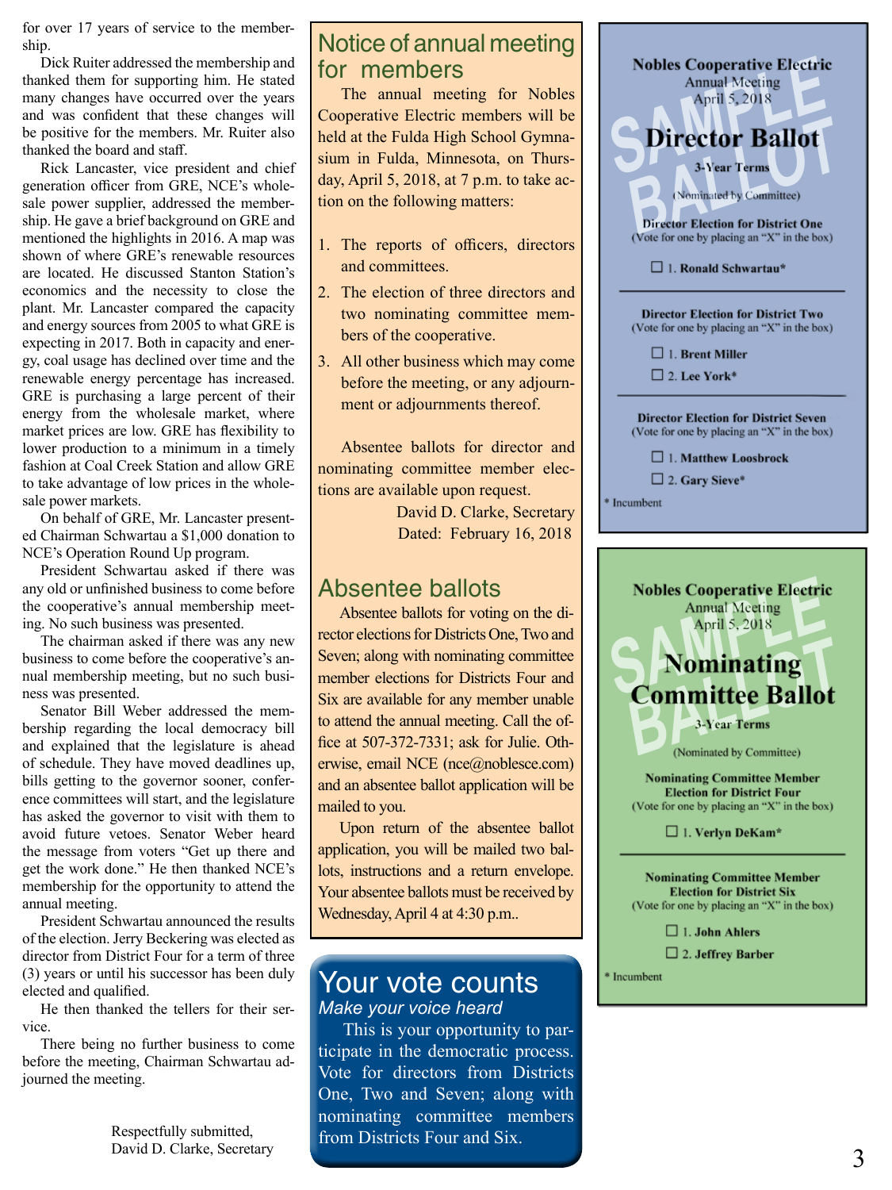for over 17 years of service to the membership.

Dick Ruiter addressed the membership and thanked them for supporting him. He stated many changes have occurred over the years and was confident that these changes will be positive for the members. Mr. Ruiter also thanked the board and staff.

Rick Lancaster, vice president and chief generation officer from GRE, NCE's wholesale power supplier, addressed the membership. He gave a brief background on GRE and mentioned the highlights in 2016. A map was shown of where GRE's renewable resources are located. He discussed Stanton Station's economics and the necessity to close the plant. Mr. Lancaster compared the capacity and energy sources from 2005 to what GRE is expecting in 2017. Both in capacity and energy, coal usage has declined over time and the renewable energy percentage has increased. GRE is purchasing a large percent of their energy from the wholesale market, where market prices are low. GRE has flexibility to lower production to a minimum in a timely fashion at Coal Creek Station and allow GRE to take advantage of low prices in the wholesale power markets.

On behalf of GRE, Mr. Lancaster presented Chairman Schwartau a $1,000 donation to NCE's Operation Round Up program.

President Schwartau asked if there was any old or unfinished business to come before the cooperative's annual membership meeting. No such business was presented.

The chairman asked if there was any new business to come before the cooperative's annual membership meeting, but no such business was presented.

Senator Bill Weber addressed the membership regarding the local democracy bill and explained that the legislature is ahead of schedule. They have moved deadlines up, bills getting to the governor sooner, conference committees will start, and the legislature has asked the governor to visit with them to avoid future vetoes. Senator Weber heard the message from voters "Get up there and get the work done." He then thanked NCE's membership for the opportunity to attend the annual meeting.

President Schwartau announced the results of the election. Jerry Beckering was elected as director from District Four for a term of three (3) years or until his successor has been duly elected and qualified.

He then thanked the tellers for their service.

There being no further business to come before the meeting, Chairman Schwartau adjourned the meeting.

Respectfully submitted,
David D. Clarke, Secretary

## Notice of annual meeting for members

The annual meeting for Nobles Cooperative Electric members will be held at the Fulda High School Gymnasium in Fulda, Minnesota, on Thursday, April 5, 2018, at 7 p.m. to take action on the following matters:

1. The reports of officers, directors and committees.
2. The election of three directors and two nominating committee members of the cooperative.
3. All other business which may come before the meeting, or any adjournment or adjournments thereof.

Absentee ballots for director and nominating committee member elections are available upon request.

David D. Clarke, Secretary
Dated: February 16, 2018

## Absentee ballots

Absentee ballots for voting on the director elections for Districts One, Two and Seven; along with nominating committee member elections for Districts Four and Six are available for any member unable to attend the annual meeting. Call the office at 507-372-7331; ask for Julie. Otherwise, email NCE (nce@noblesce.com) and an absentee ballot application will be mailed to you.

Upon return of the absentee ballot application, you will be mailed two ballots, instructions and a return envelope. Your absentee ballots must be received by Wednesday, April 4 at 4:30 p.m..

## Your vote counts

*Make your voice heard*

This is your opportunity to participate in the democratic process. Vote for directors from Districts One, Two and Seven; along with nominating committee members from Districts Four and Six.

**Nobles Cooperative Electric**
Annual Meeting
April 5, 2018

SAMPLE BALLOT

## Director Ballot

**3-Year Terms**

(Nominated by Committee)

**Director Election for District One**
(Vote for one by placing an "X" in the box)

☐ 1. **Ronald Schwartau***

**Director Election for District Two**
(Vote for one by placing an "X" in the box)

☐ 1. **Brent Miller**
☐ 2. **Lee York***

**Director Election for District Seven**
(Vote for one by placing an "X" in the box)

☐ 1. **Matthew Loosbrock**
☐ 2. **Gary Sieve***

* Incumbent

**Nobles Cooperative Electric**
Annual Meeting
April 5, 2018

SAMPLE BALLOT

## Nominating Committee Ballot

**3-Year Terms**

(Nominated by Committee)

**Nominating Committee Member Election for District Four**
(Vote for one by placing an "X" in the box)

☐ 1. **Verlyn DeKam***

**Nominating Committee Member Election for District Six**
(Vote for one by placing an "X" in the box)

☐ 1. **John Ahlers**
☐ 2. **Jeffrey Barber**

* Incumbent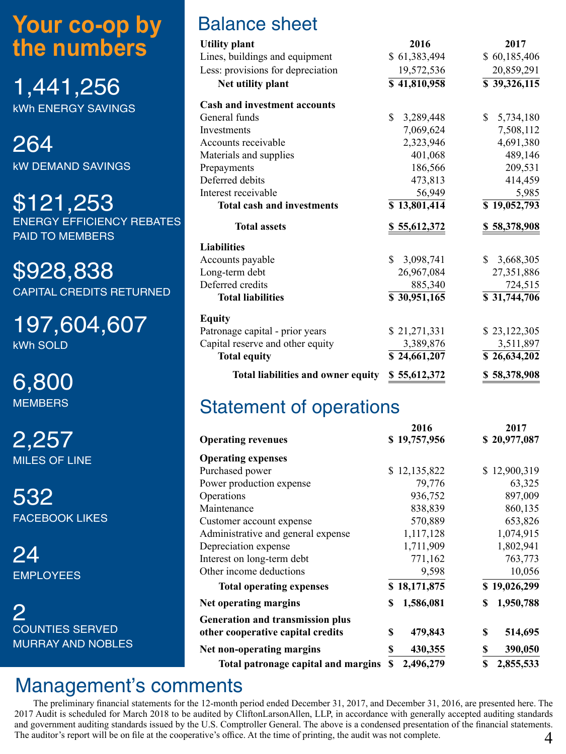# Your co-op by the numbers

**1,441,256**
kWh ENERGY SAVINGS

**264**
kW DEMAND SAVINGS

**$121,253**
ENERGY EFFICIENCY REBATES PAID TO MEMBERS

**$928,838**
CAPITAL CREDITS RETURNED

**197,604,607**
kWh SOLD

**6,800**
MEMBERS

**2,257**
MILES OF LINE

**532**
FACEBOOK LIKES

**24**
EMPLOYEES

**2**
COUNTIES SERVED
MURRAY AND NOBLES

## Balance sheet

| | 2016 | 2017 |
|---|---|---|
| **Utility plant** | | |
| Lines, buildings and equipment | $ 61,383,494 | $ 60,185,406 |
| Less: provisions for depreciation | 19,572,536 | 20,859,291 |
| **Net utility plant** | **$ 41,810,958** | **$ 39,326,115** |
| **Cash and investment accounts** | | |
| General funds | $ 3,289,448 | $ 5,734,180 |
| Investments | 7,069,624 | 7,508,112 |
| Accounts receivable | 2,323,946 | 4,691,380 |
| Materials and supplies | 401,068 | 489,146 |
| Prepayments | 186,566 | 209,531 |
| Deferred debits | 473,813 | 414,459 |
| Interest receivable | 56,949 | 5,985 |
| **Total cash and investments** | **$ 13,801,414** | **$ 19,052,793** |
| **Total assets** | **$ 55,612,372** | **$ 58,378,908** |
| **Liabilities** | | |
| Accounts payable | $ 3,098,741 | $ 3,668,305 |
| Long-term debt | 26,967,084 | 27,351,886 |
| Deferred credits | 885,340 | 724,515 |
| **Total liabilities** | **$ 30,951,165** | **$ 31,744,706** |
| **Equity** | | |
| Patronage capital - prior years | $ 21,271,331 | $ 23,122,305 |
| Capital reserve and other equity | 3,389,876 | 3,511,897 |
| **Total equity** | **$ 24,661,207** | **$ 26,634,202** |
| **Total liabilities and owner equity** | **$ 55,612,372** | **$ 58,378,908** |

## Statement of operations

| | 2016 | 2017 |
|---|---|---|
| **Operating revenues** | **$ 19,757,956** | **$ 20,977,087** |
| **Operating expenses** | | |
| Purchased power | $ 12,135,822 | $ 12,900,319 |
| Power production expense | 79,776 | 63,325 |
| Operations | 936,752 | 897,009 |
| Maintenance | 838,839 | 860,135 |
| Customer account expense | 570,889 | 653,826 |
| Administrative and general expense | 1,117,128 | 1,074,915 |
| Depreciation expense | 1,711,909 | 1,802,941 |
| Interest on long-term debt | 771,162 | 763,773 |
| Other income deductions | 9,598 | 10,056 |
| **Total operating expenses** | **$ 18,171,875** | **$ 19,026,299** |
| **Net operating margins** | **$ 1,586,081** | **$ 1,950,788** |
| **Generation and transmission plus other cooperative capital credits** | **$ 479,843** | **$ 514,695** |
| **Net non-operating margins** | **$ 430,355** | **$ 390,050** |
| **Total patronage capital and margins** | **$ 2,496,279** | **$ 2,855,533** |

## Management's comments

The preliminary financial statements for the 12-month period ended December 31, 2017, and December 31, 2016, are presented here. The 2017 Audit is scheduled for March 2018 to be audited by CliftonLarsonAllen, LLP, in accordance with generally accepted auditing standards and government auditing standards issued by the U.S. Comptroller General. The above is a condensed presentation of the financial statements. The auditor's report will be on file at the cooperative's office. At the time of printing, the audit was not complete.